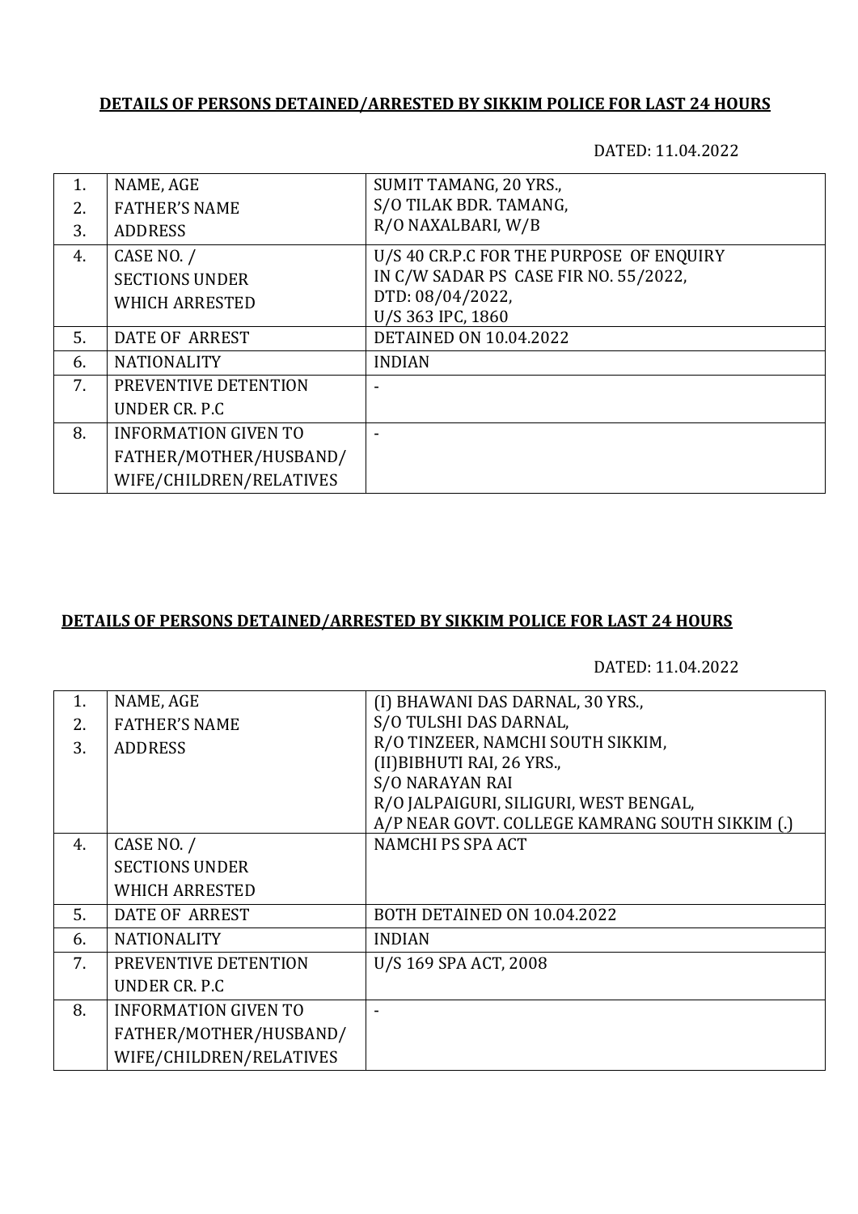**DETAILS OF PERSONS DETAINED/ARRESTED BY SIKKIM POLICE FOR LAST 24 HOURS**

DATED: 11.04.2022

| | | |
|---|---|---|
| 1.<br>2.<br>3. | NAME, AGE<br>FATHER'S NAME<br>ADDRESS | SUMIT TAMANG, 20 YRS.,<br>S/O TILAK BDR. TAMANG,<br>R/O NAXALBARI, W/B |
| 4. | CASE NO. /<br>SECTIONS UNDER<br>WHICH ARRESTED | U/S 40 CR.P.C FOR THE PURPOSE OF ENQUIRY<br>IN C/W SADAR PS CASE FIR NO. 55/2022,<br>DTD: 08/04/2022,<br>U/S 363 IPC, 1860 |
| 5. | DATE OF ARREST | DETAINED ON 10.04.2022 |
| 6. | NATIONALITY | INDIAN |
| 7. | PREVENTIVE DETENTION<br>UNDER CR. P.C | - |
| 8. | INFORMATION GIVEN TO<br>FATHER/MOTHER/HUSBAND/<br>WIFE/CHILDREN/RELATIVES | - |

**DETAILS OF PERSONS DETAINED/ARRESTED BY SIKKIM POLICE FOR LAST 24 HOURS**

DATED: 11.04.2022

| | | |
|---|---|---|
| 1.<br>2.<br>3. | NAME, AGE<br>FATHER'S NAME<br>ADDRESS | (I) BHAWANI DAS DARNAL, 30 YRS.,<br>S/O TULSHI DAS DARNAL,<br>R/O TINZEER, NAMCHI SOUTH SIKKIM,<br>(II)BIBHUTI RAI, 26 YRS.,<br>S/O NARAYAN RAI<br>R/O JALPAIGURI, SILIGURI, WEST BENGAL,<br>A/P NEAR GOVT. COLLEGE KAMRANG SOUTH SIKKIM (.) |
| 4. | CASE NO. /<br>SECTIONS UNDER<br>WHICH ARRESTED | NAMCHI PS SPA ACT |
| 5. | DATE OF ARREST | BOTH DETAINED ON 10.04.2022 |
| 6. | NATIONALITY | INDIAN |
| 7. | PREVENTIVE DETENTION<br>UNDER CR. P.C | U/S 169 SPA ACT, 2008 |
| 8. | INFORMATION GIVEN TO<br>FATHER/MOTHER/HUSBAND/<br>WIFE/CHILDREN/RELATIVES | - |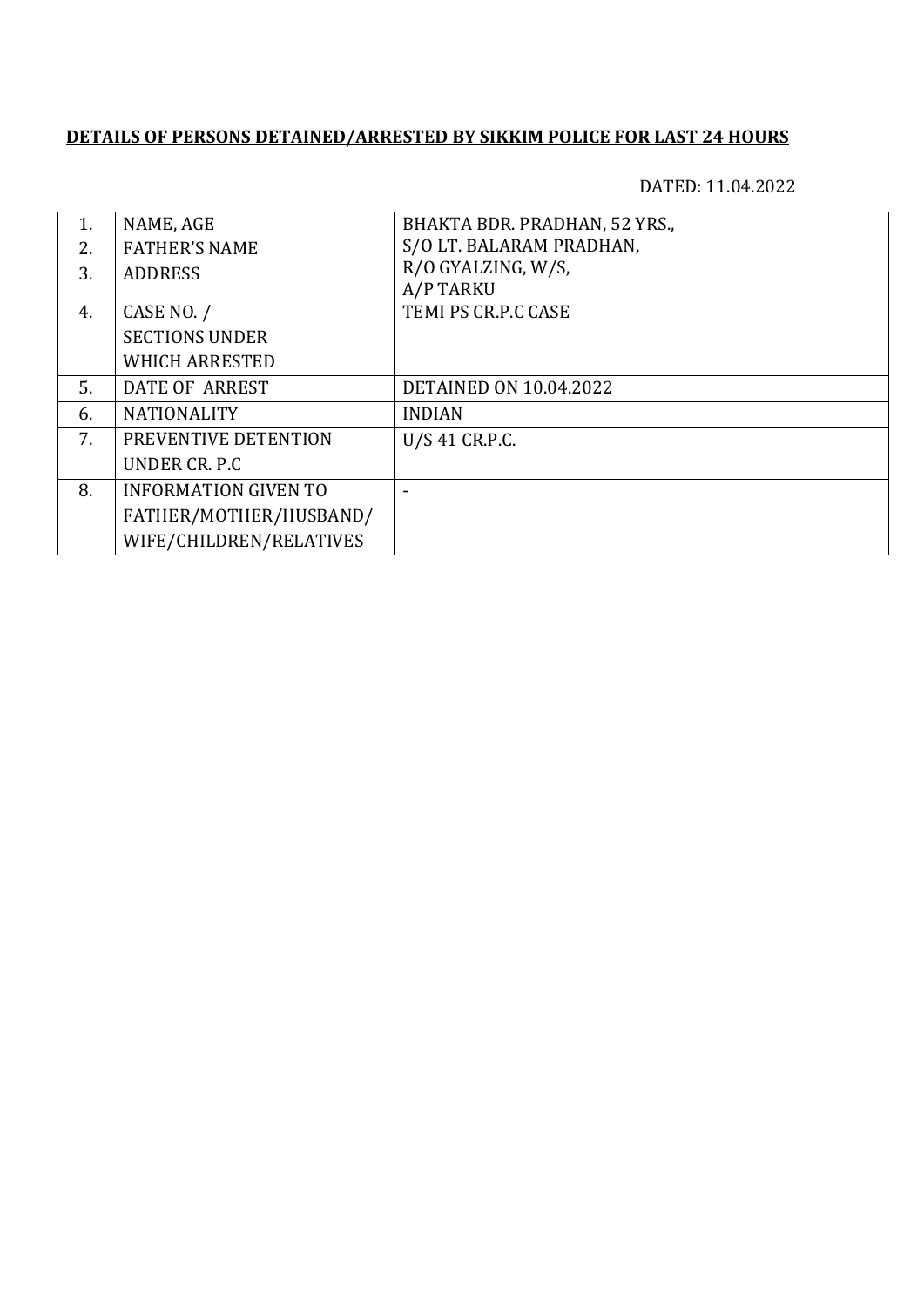**DETAILS OF PERSONS DETAINED/ARRESTED BY SIKKIM POLICE FOR LAST 24 HOURS**

DATED: 11.04.2022

| | | |
|---|---|---|
| 1.<br>2.<br>3. | NAME, AGE<br>FATHER'S NAME<br>ADDRESS | BHAKTA BDR. PRADHAN, 52 YRS.,<br>S/O LT. BALARAM PRADHAN,<br>R/O GYALZING, W/S,<br>A/P TARKU |
| 4. | CASE NO. /<br>SECTIONS UNDER<br>WHICH ARRESTED | TEMI PS CR.P.C CASE |
| 5. | DATE OF ARREST | DETAINED ON 10.04.2022 |
| 6. | NATIONALITY | INDIAN |
| 7. | PREVENTIVE DETENTION<br>UNDER CR. P.C | U/S 41 CR.P.C. |
| 8. | INFORMATION GIVEN TO<br>FATHER/MOTHER/HUSBAND/<br>WIFE/CHILDREN/RELATIVES | - |